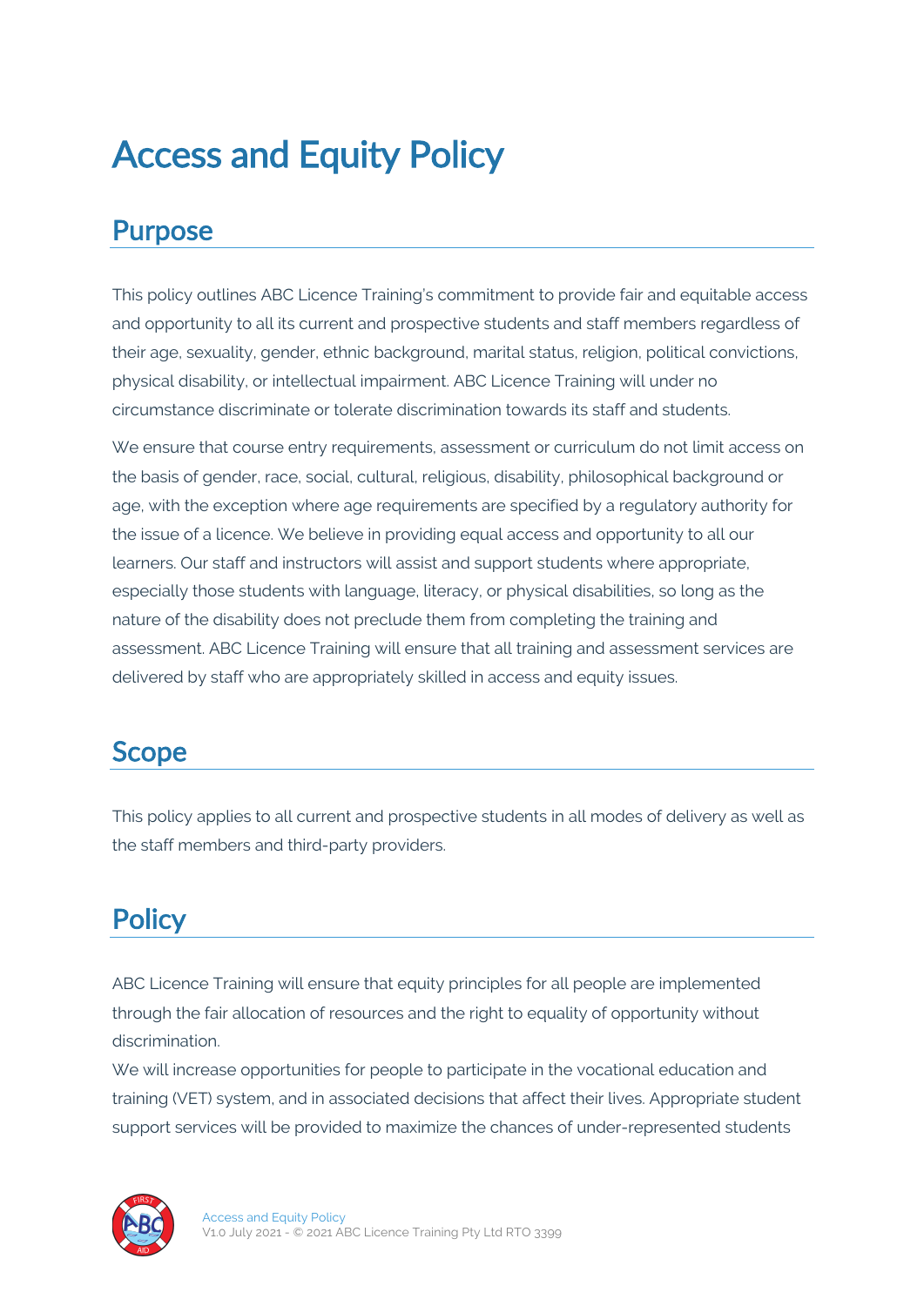# Access and Equity Policy

## Purpose

This policy outlines ABC Licence Training's commitment to provide fair and equitable access and opportunity to all its current and prospective students and staff members regardless of their age, sexuality, gender, ethnic background, marital status, religion, political convictions, physical disability, or intellectual impairment. ABC Licence Training will under no circumstance discriminate or tolerate discrimination towards its staff and students.

We ensure that course entry requirements, assessment or curriculum do not limit access on the basis of gender, race, social, cultural, religious, disability, philosophical background or age, with the exception where age requirements are specified by a regulatory authority for the issue of a licence. We believe in providing equal access and opportunity to all our learners. Our staff and instructors will assist and support students where appropriate, especially those students with language, literacy, or physical disabilities, so long as the nature of the disability does not preclude them from completing the training and assessment. ABC Licence Training will ensure that all training and assessment services are delivered by staff who are appropriately skilled in access and equity issues.

## Scope

This policy applies to all current and prospective students in all modes of delivery as well as the staff members and third-party providers.

## Policy

ABC Licence Training will ensure that equity principles for all people are implemented through the fair allocation of resources and the right to equality of opportunity without discrimination.
We will increase opportunities for people to participate in the vocational education and training (VET) system, and in associated decisions that affect their lives. Appropriate student support services will be provided to maximize the chances of under-represented students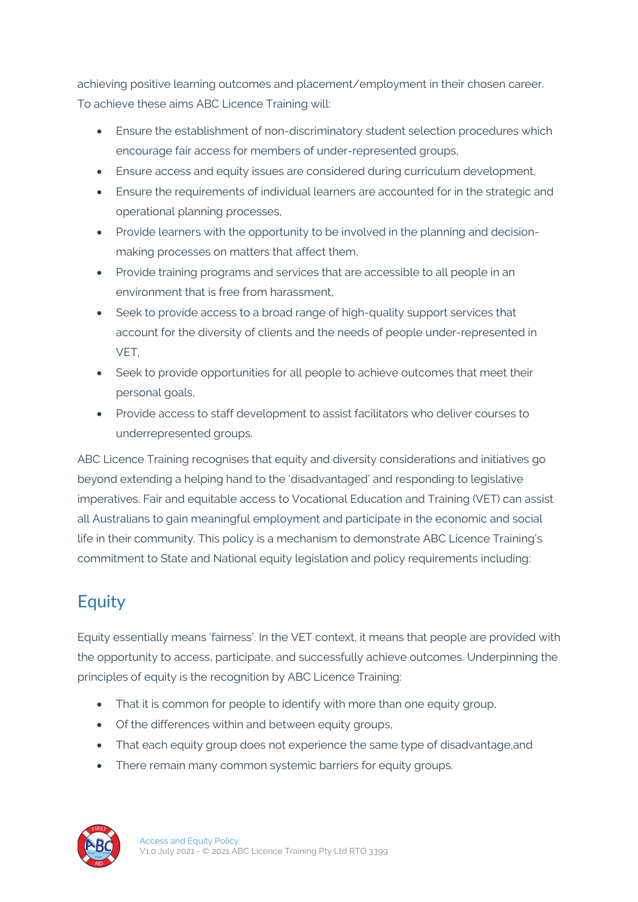achieving positive learning outcomes and placement/employment in their chosen career. To achieve these aims ABC Licence Training will:

- Ensure the establishment of non-discriminatory student selection procedures which encourage fair access for members of under-represented groups,
- Ensure access and equity issues are considered during curriculum development,
- Ensure the requirements of individual learners are accounted for in the strategic and operational planning processes,
- Provide learners with the opportunity to be involved in the planning and decision-making processes on matters that affect them,
- Provide training programs and services that are accessible to all people in an environment that is free from harassment,
- Seek to provide access to a broad range of high-quality support services that account for the diversity of clients and the needs of people under-represented in VET,
- Seek to provide opportunities for all people to achieve outcomes that meet their personal goals,
- Provide access to staff development to assist facilitators who deliver courses to underrepresented groups.

ABC Licence Training recognises that equity and diversity considerations and initiatives go beyond extending a helping hand to the 'disadvantaged' and responding to legislative imperatives. Fair and equitable access to Vocational Education and Training (VET) can assist all Australians to gain meaningful employment and participate in the economic and social life in their community. This policy is a mechanism to demonstrate ABC Licence Training's commitment to State and National equity legislation and policy requirements including:

## Equity

Equity essentially means 'fairness'. In the VET context, it means that people are provided with the opportunity to access, participate, and successfully achieve outcomes. Underpinning the principles of equity is the recognition by ABC Licence Training:

- That it is common for people to identify with more than one equity group,
- Of the differences within and between equity groups,
- That each equity group does not experience the same type of disadvantage,and
- There remain many common systemic barriers for equity groups.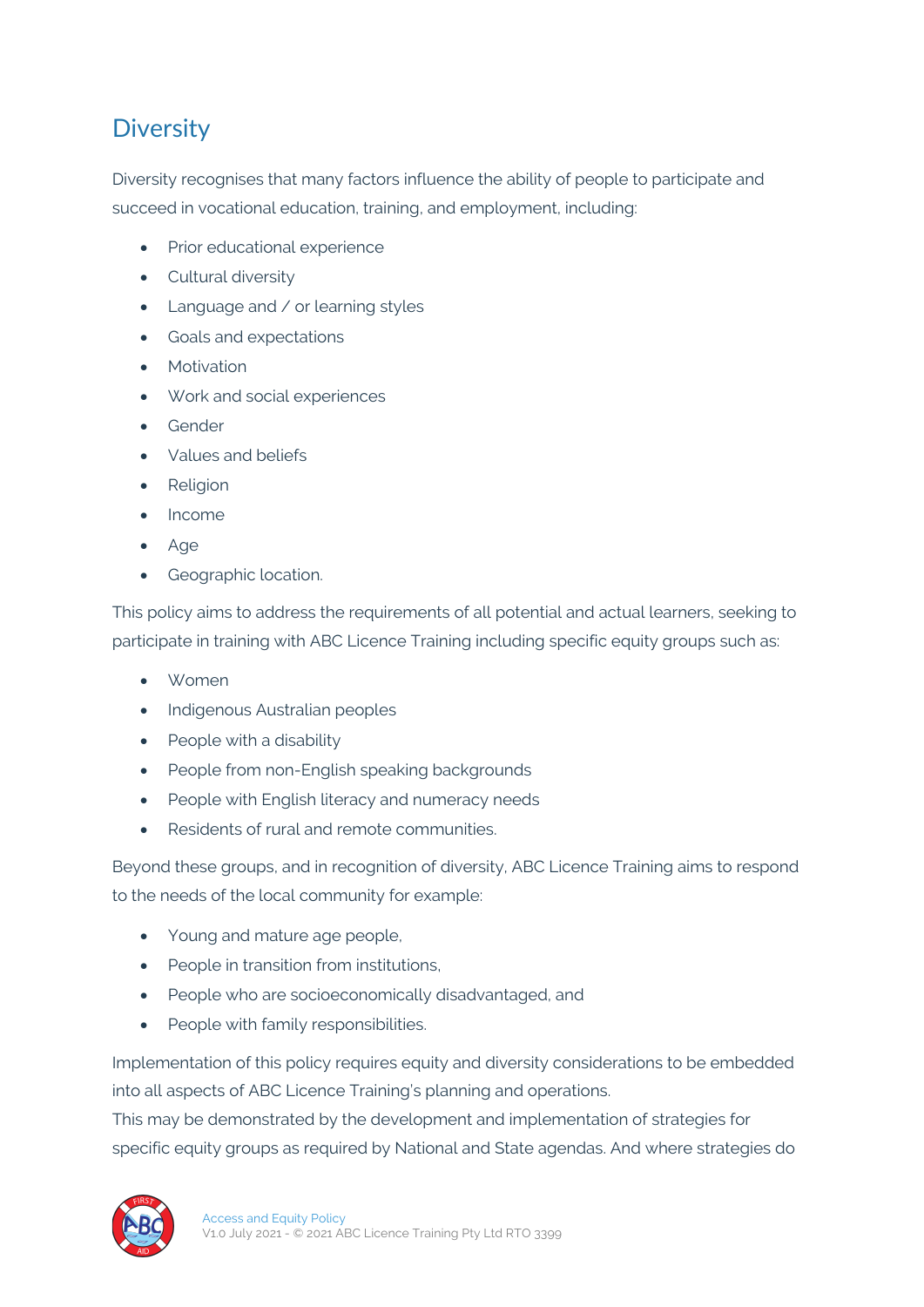## Diversity

Diversity recognises that many factors influence the ability of people to participate and succeed in vocational education, training, and employment, including:

- Prior educational experience
- Cultural diversity
- Language and / or learning styles
- Goals and expectations
- Motivation
- Work and social experiences
- Gender
- Values and beliefs
- Religion
- Income
- Age
- Geographic location.

This policy aims to address the requirements of all potential and actual learners, seeking to participate in training with ABC Licence Training including specific equity groups such as:

- Women
- Indigenous Australian peoples
- People with a disability
- People from non-English speaking backgrounds
- People with English literacy and numeracy needs
- Residents of rural and remote communities.

Beyond these groups, and in recognition of diversity, ABC Licence Training aims to respond to the needs of the local community for example:

- Young and mature age people,
- People in transition from institutions,
- People who are socioeconomically disadvantaged, and
- People with family responsibilities.

Implementation of this policy requires equity and diversity considerations to be embedded into all aspects of ABC Licence Training's planning and operations.
This may be demonstrated by the development and implementation of strategies for specific equity groups as required by National and State agendas. And where strategies do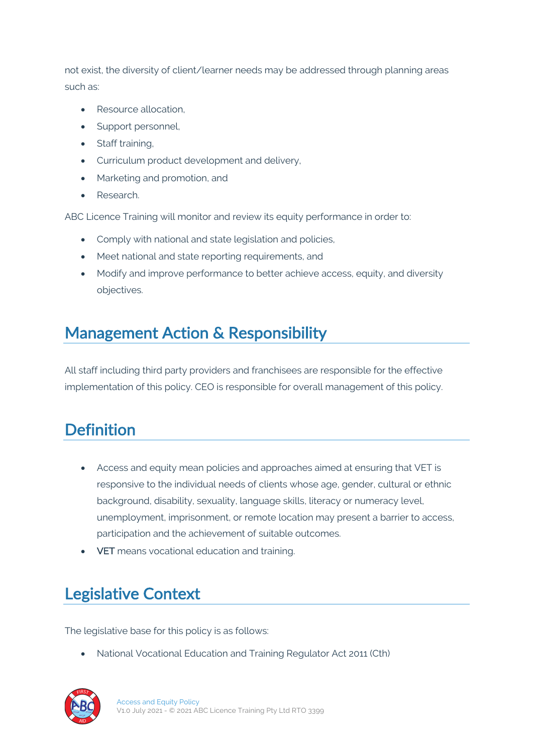not exist, the diversity of client/learner needs may be addressed through planning areas such as:

- Resource allocation,
- Support personnel,
- Staff training,
- Curriculum product development and delivery,
- Marketing and promotion, and
- Research.

ABC Licence Training will monitor and review its equity performance in order to:

- Comply with national and state legislation and policies,
- Meet national and state reporting requirements, and
- Modify and improve performance to better achieve access, equity, and diversity objectives.

## Management Action & Responsibility

All staff including third party providers and franchisees are responsible for the effective implementation of this policy. CEO is responsible for overall management of this policy.

## Definition

- Access and equity mean policies and approaches aimed at ensuring that VET is responsive to the individual needs of clients whose age, gender, cultural or ethnic background, disability, sexuality, language skills, literacy or numeracy level, unemployment, imprisonment, or remote location may present a barrier to access, participation and the achievement of suitable outcomes.
- VET means vocational education and training.

## Legislative Context

The legislative base for this policy is as follows:

- National Vocational Education and Training Regulator Act 2011 (Cth)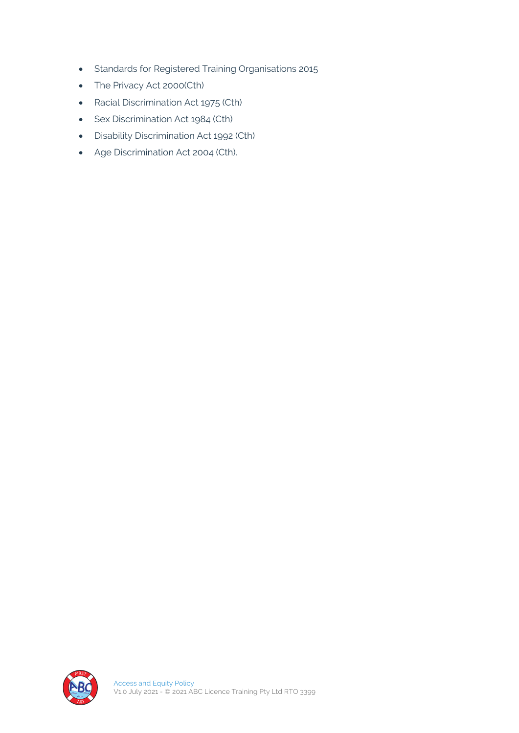- Standards for Registered Training Organisations 2015
- The Privacy Act 2000(Cth)
- Racial Discrimination Act 1975 (Cth)
- Sex Discrimination Act 1984 (Cth)
- Disability Discrimination Act 1992 (Cth)
- Age Discrimination Act 2004 (Cth).